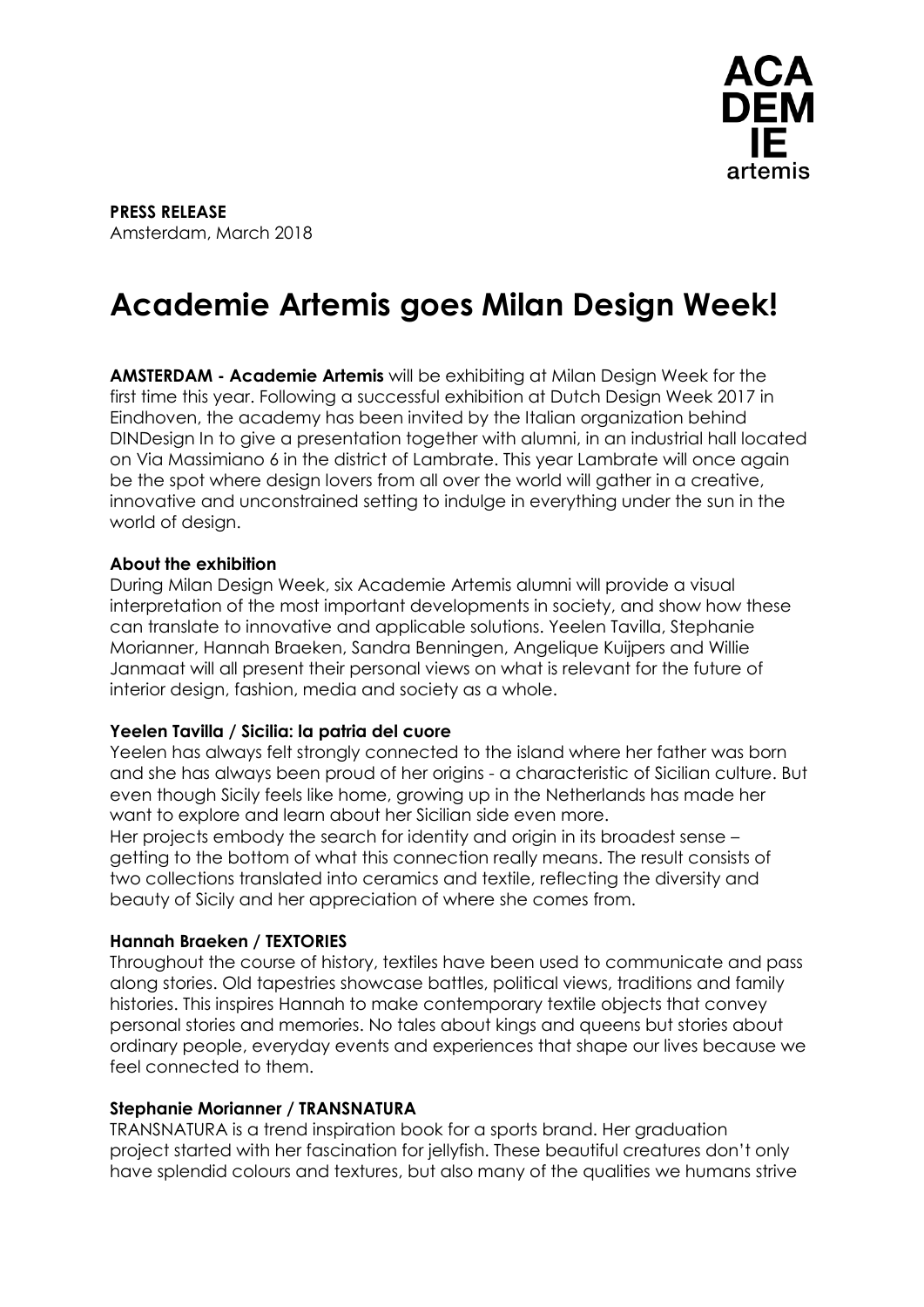ACA
DEM
IE
artemis

**PRESS RELEASE**
Amsterdam, March 2018

# Academie Artemis goes Milan Design Week!

**AMSTERDAM - Academie Artemis** will be exhibiting at Milan Design Week for the first time this year. Following a successful exhibition at Dutch Design Week 2017 in Eindhoven, the academy has been invited by the Italian organization behind DINDesign In to give a presentation together with alumni, in an industrial hall located on Via Massimiano 6 in the district of Lambrate. This year Lambrate will once again be the spot where design lovers from all over the world will gather in a creative, innovative and unconstrained setting to indulge in everything under the sun in the world of design.

**About the exhibition**
During Milan Design Week, six Academie Artemis alumni will provide a visual interpretation of the most important developments in society, and show how these can translate to innovative and applicable solutions. Yeelen Tavilla, Stephanie Morianner, Hannah Braeken, Sandra Benningen, Angelique Kuijpers and Willie Janmaat will all present their personal views on what is relevant for the future of interior design, fashion, media and society as a whole.

**Yeelen Tavilla / Sicilia: la patria del cuore**
Yeelen has always felt strongly connected to the island where her father was born and she has always been proud of her origins - a characteristic of Sicilian culture. But even though Sicily feels like home, growing up in the Netherlands has made her want to explore and learn about her Sicilian side even more.
Her projects embody the search for identity and origin in its broadest sense – getting to the bottom of what this connection really means. The result consists of two collections translated into ceramics and textile, reflecting the diversity and beauty of Sicily and her appreciation of where she comes from.

**Hannah Braeken / TEXTORIES**
Throughout the course of history, textiles have been used to communicate and pass along stories. Old tapestries showcase battles, political views, traditions and family histories. This inspires Hannah to make contemporary textile objects that convey personal stories and memories. No tales about kings and queens but stories about ordinary people, everyday events and experiences that shape our lives because we feel connected to them.

**Stephanie Morianner / TRANSNATURA**
TRANSNATURA is a trend inspiration book for a sports brand. Her graduation project started with her fascination for jellyfish. These beautiful creatures don't only have splendid colours and textures, but also many of the qualities we humans strive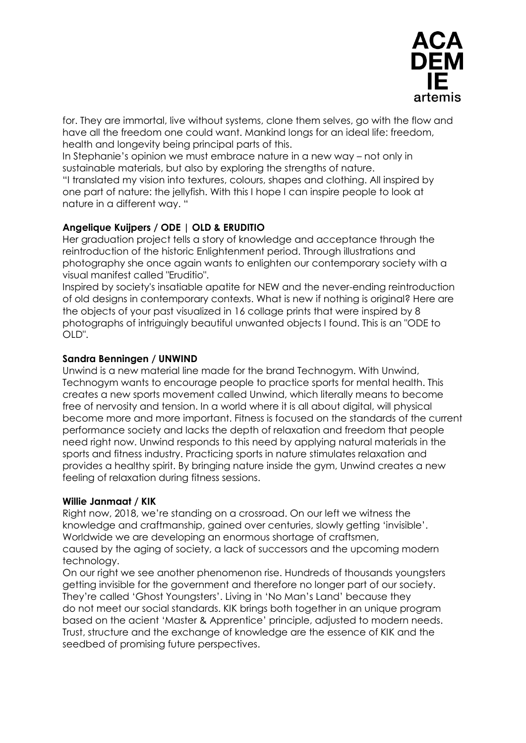for. They are immortal, live without systems, clone them selves, go with the flow and have all the freedom one could want. Mankind longs for an ideal life: freedom, health and longevity being principal parts of this.
In Stephanie's opinion we must embrace nature in a new way – not only in sustainable materials, but also by exploring the strengths of nature.
"I translated my vision into textures, colours, shapes and clothing. All inspired by one part of nature: the jellyfish. With this I hope I can inspire people to look at nature in a different way. "

**Angelique Kuijpers / ODE | OLD & ERUDITIO**
Her graduation project tells a story of knowledge and acceptance through the reintroduction of the historic Enlightenment period. Through illustrations and photography she once again wants to enlighten our contemporary society with a visual manifest called "Eruditio".
Inspired by society's insatiable apatite for NEW and the never-ending reintroduction of old designs in contemporary contexts. What is new if nothing is original? Here are the objects of your past visualized in 16 collage prints that were inspired by 8 photographs of intriguingly beautiful unwanted objects I found. This is an "ODE to OLD".

**Sandra Benningen / UNWIND**
Unwind is a new material line made for the brand Technogym. With Unwind, Technogym wants to encourage people to practice sports for mental health. This creates a new sports movement called Unwind, which literally means to become free of nervosity and tension. In a world where it is all about digital, will physical become more and more important. Fitness is focused on the standards of the current performance society and lacks the depth of relaxation and freedom that people need right now. Unwind responds to this need by applying natural materials in the sports and fitness industry. Practicing sports in nature stimulates relaxation and provides a healthy spirit. By bringing nature inside the gym, Unwind creates a new feeling of relaxation during fitness sessions.

**Willie Janmaat / KIK**
Right now, 2018, we're standing on a crossroad. On our left we witness the knowledge and craftmanship, gained over centuries, slowly getting 'invisible'. Worldwide we are developing an enormous shortage of craftsmen, caused by the aging of society, a lack of successors and the upcoming modern technology.
On our right we see another phenomenon rise. Hundreds of thousands youngsters getting invisible for the government and therefore no longer part of our society. They're called 'Ghost Youngsters'. Living in 'No Man's Land' because they do not meet our social standards. KIK brings both together in an unique program based on the acient 'Master & Apprentice' principle, adjusted to modern needs. Trust, structure and the exchange of knowledge are the essence of KIK and the seedbed of promising future perspectives.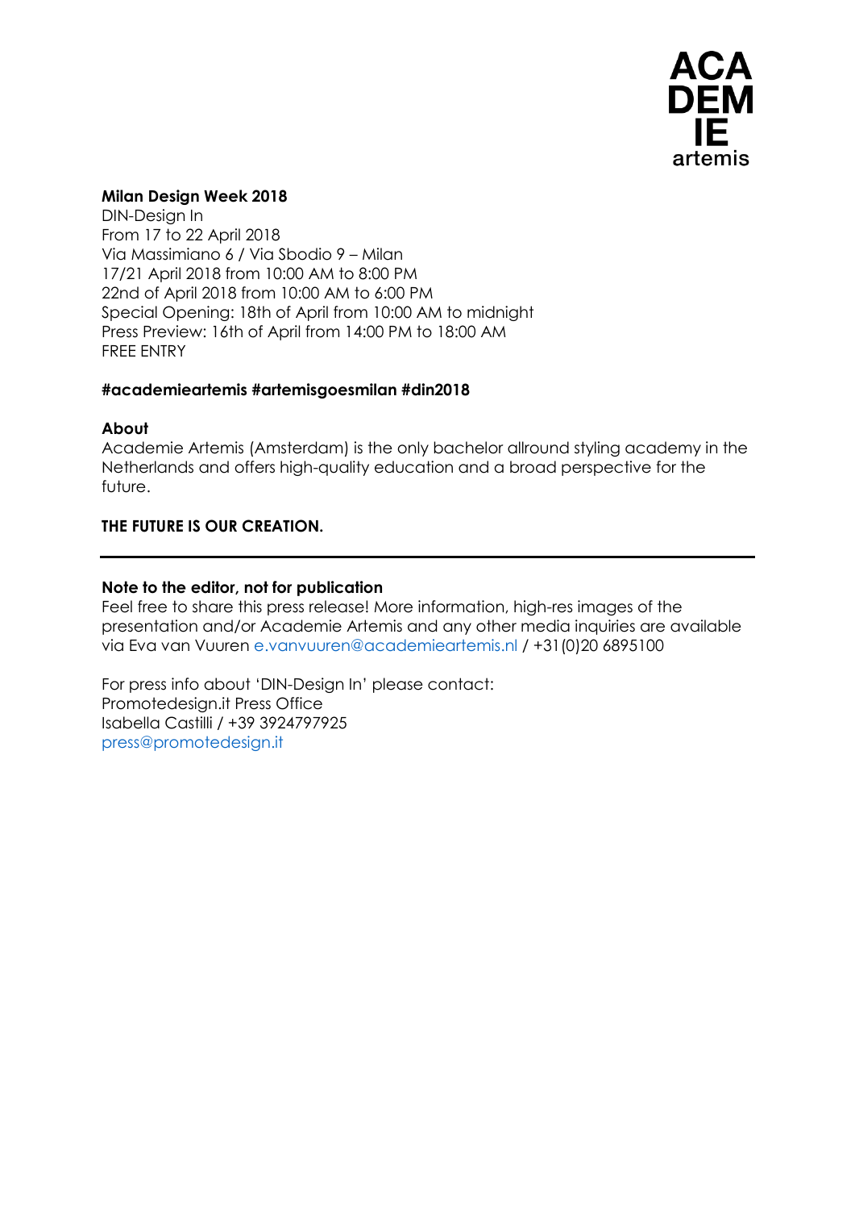ACA
DEM
IE
artemis

**Milan Design Week 2018**
DIN-Design In
From 17 to 22 April 2018
Via Massimiano 6 / Via Sbodio 9 – Milan
17/21 April 2018 from 10:00 AM to 8:00 PM
22nd of April 2018 from 10:00 AM to 6:00 PM
Special Opening: 18th of April from 10:00 AM to midnight
Press Preview: 16th of April from 14:00 PM to 18:00 AM
FREE ENTRY

**#academieartemis #artemisgoesmilan #din2018**

**About**
Academie Artemis (Amsterdam) is the only bachelor allround styling academy in the Netherlands and offers high-quality education and a broad perspective for the future.

**THE FUTURE IS OUR CREATION.**

---

**Note to the editor, not for publication**
Feel free to share this press release! More information, high-res images of the presentation and/or Academie Artemis and any other media inquiries are available via Eva van Vuuren e.vanvuuren@academieartemis.nl / +31(0)20 6895100

For press info about 'DIN-Design In' please contact:
Promotedesign.it Press Office
Isabella Castilli / +39 3924797925
press@promotedesign.it